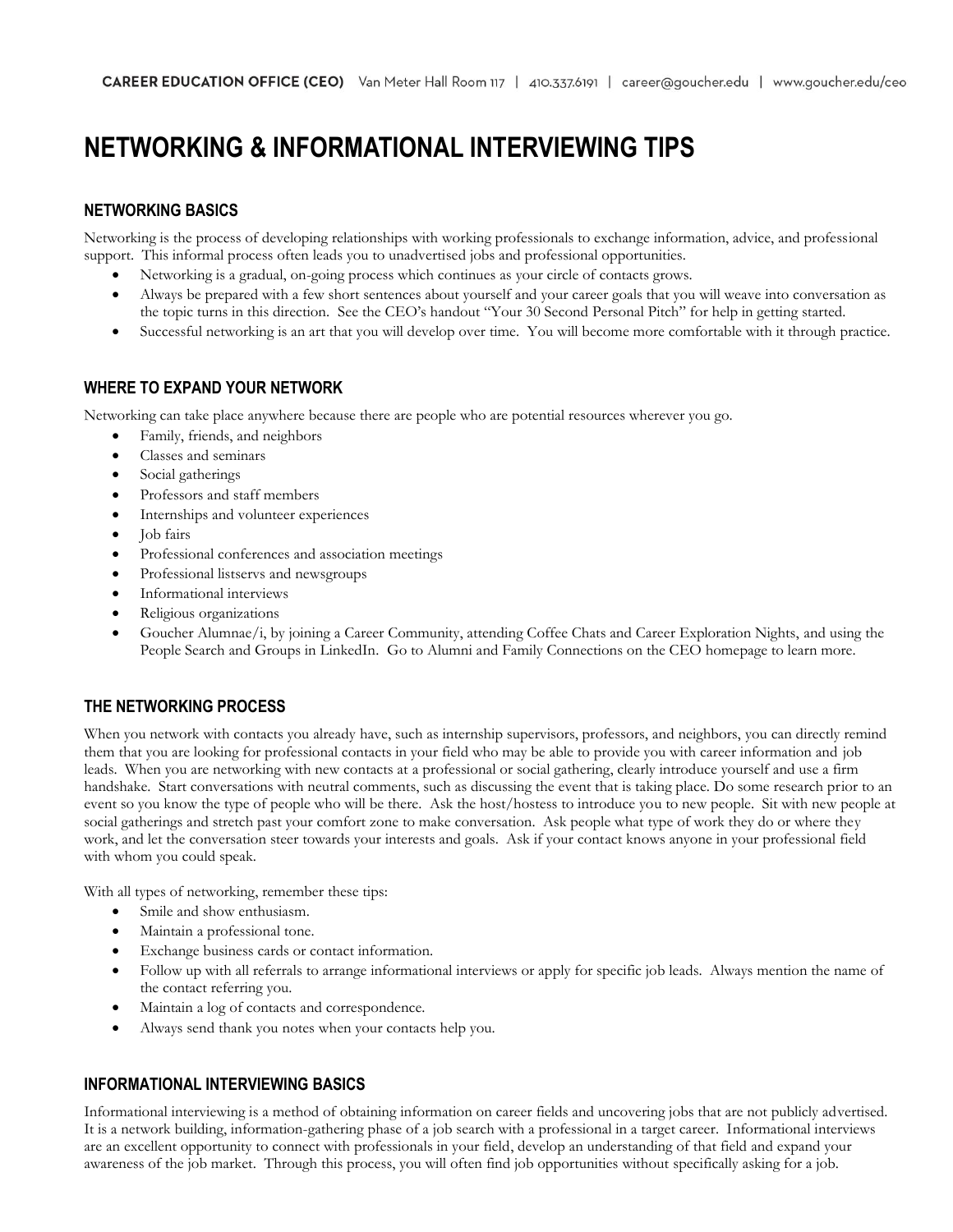# NETWORKING & INFORMATIONAL INTERVIEWING TIPS

## NETWORKING BASICS

Networking is the process of developing relationships with working professionals to exchange information, advice, and professional support. This informal process often leads you to unadvertised jobs and professional opportunities.

- Networking is a gradual, on-going process which continues as your circle of contacts grows.
- Always be prepared with a few short sentences about yourself and your career goals that you will weave into conversation as the topic turns in this direction. See the CEO's handout "Your 30 Second Personal Pitch" for help in getting started.
- Successful networking is an art that you will develop over time. You will become more comfortable with it through practice.

## WHERE TO EXPAND YOUR NETWORK

Networking can take place anywhere because there are people who are potential resources wherever you go.

- Family, friends, and neighbors
- Classes and seminars
- Social gatherings
- Professors and staff members
- Internships and volunteer experiences
- Job fairs
- Professional conferences and association meetings
- Professional listservs and newsgroups
- Informational interviews
- Religious organizations
- Goucher Alumnae/i, by joining a Career Community, attending Coffee Chats and Career Exploration Nights, and using the People Search and Groups in LinkedIn. Go to Alumni and Family Connections on the CEO homepage to learn more.

## THE NETWORKING PROCESS

When you network with contacts you already have, such as internship supervisors, professors, and neighbors, you can directly remind them that you are looking for professional contacts in your field who may be able to provide you with career information and job leads. When you are networking with new contacts at a professional or social gathering, clearly introduce yourself and use a firm handshake. Start conversations with neutral comments, such as discussing the event that is taking place. Do some research prior to an event so you know the type of people who will be there. Ask the host/hostess to introduce you to new people. Sit with new people at social gatherings and stretch past your comfort zone to make conversation. Ask people what type of work they do or where they work, and let the conversation steer towards your interests and goals. Ask if your contact knows anyone in your professional field with whom you could speak.

With all types of networking, remember these tips:

- Smile and show enthusiasm.
- Maintain a professional tone.
- Exchange business cards or contact information.
- Follow up with all referrals to arrange informational interviews or apply for specific job leads. Always mention the name of the contact referring you.
- Maintain a log of contacts and correspondence.
- Always send thank you notes when your contacts help you.

## INFORMATIONAL INTERVIEWING BASICS

Informational interviewing is a method of obtaining information on career fields and uncovering jobs that are not publicly advertised. It is a network building, information-gathering phase of a job search with a professional in a target career. Informational interviews are an excellent opportunity to connect with professionals in your field, develop an understanding of that field and expand your awareness of the job market. Through this process, you will often find job opportunities without specifically asking for a job.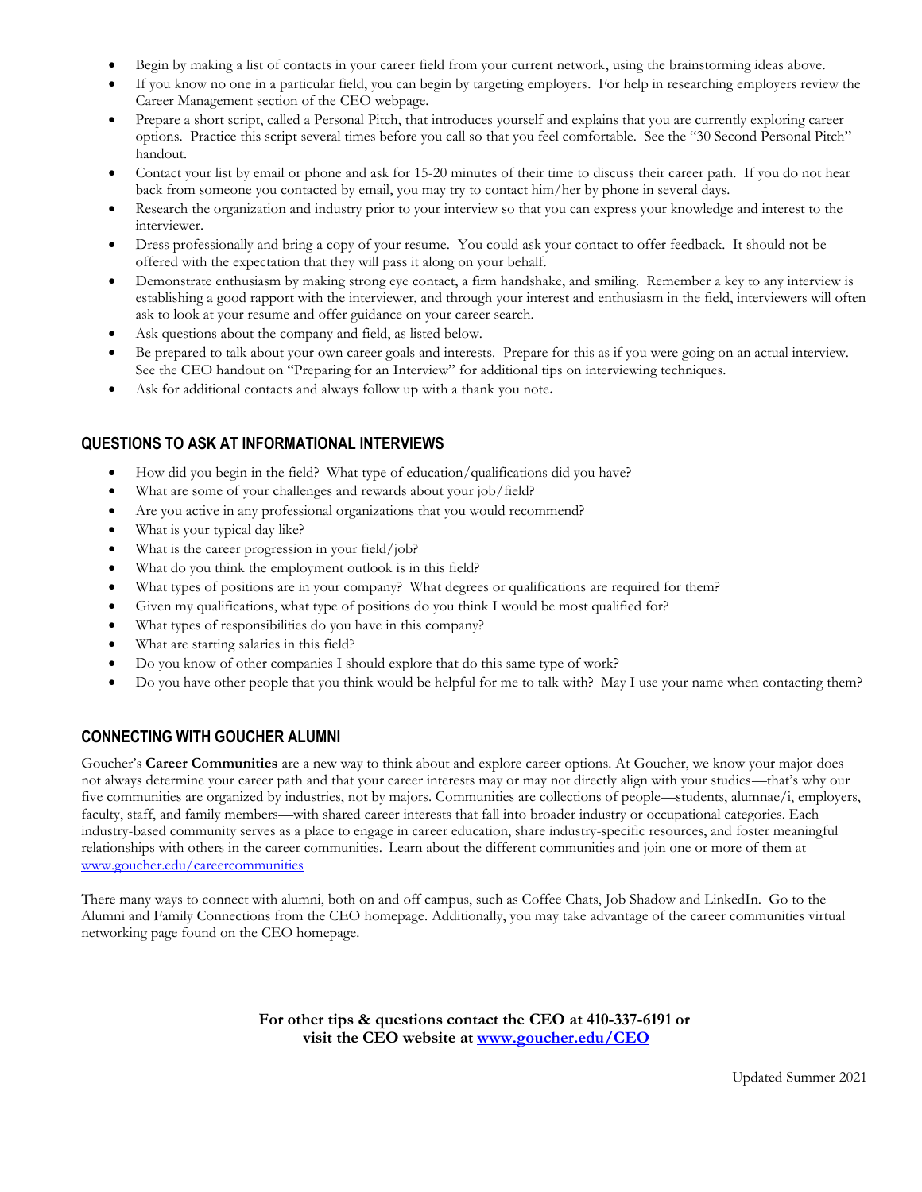- Begin by making a list of contacts in your career field from your current network, using the brainstorming ideas above.
- If you know no one in a particular field, you can begin by targeting employers. For help in researching employers review the Career Management section of the CEO webpage.
- Prepare a short script, called a Personal Pitch, that introduces yourself and explains that you are currently exploring career options. Practice this script several times before you call so that you feel comfortable. See the "30 Second Personal Pitch" handout.
- Contact your list by email or phone and ask for 15-20 minutes of their time to discuss their career path. If you do not hear back from someone you contacted by email, you may try to contact him/her by phone in several days.
- Research the organization and industry prior to your interview so that you can express your knowledge and interest to the interviewer.
- Dress professionally and bring a copy of your resume. You could ask your contact to offer feedback. It should not be offered with the expectation that they will pass it along on your behalf.
- Demonstrate enthusiasm by making strong eye contact, a firm handshake, and smiling. Remember a key to any interview is establishing a good rapport with the interviewer, and through your interest and enthusiasm in the field, interviewers will often ask to look at your resume and offer guidance on your career search.
- Ask questions about the company and field, as listed below.
- Be prepared to talk about your own career goals and interests. Prepare for this as if you were going on an actual interview. See the CEO handout on "Preparing for an Interview" for additional tips on interviewing techniques.
- Ask for additional contacts and always follow up with a thank you note**.**

## QUESTIONS TO ASK AT INFORMATIONAL INTERVIEWS

- How did you begin in the field? What type of education/qualifications did you have?
- What are some of your challenges and rewards about your job/field?
- Are you active in any professional organizations that you would recommend?
- What is your typical day like?
- What is the career progression in your field/job?
- What do you think the employment outlook is in this field?
- What types of positions are in your company? What degrees or qualifications are required for them?
- Given my qualifications, what type of positions do you think I would be most qualified for?
- What types of responsibilities do you have in this company?
- What are starting salaries in this field?
- Do you know of other companies I should explore that do this same type of work?
- Do you have other people that you think would be helpful for me to talk with? May I use your name when contacting them?

## CONNECTING WITH GOUCHER ALUMNI

Goucher's **Career Communities** are a new way to think about and explore career options. At Goucher, we know your major does not always determine your career path and that your career interests may or may not directly align with your studies—that's why our five communities are organized by industries, not by majors. Communities are collections of people—students, alumnae/i, employers, faculty, staff, and family members—with shared career interests that fall into broader industry or occupational categories. Each industry-based community serves as a place to engage in career education, share industry-specific resources, and foster meaningful relationships with others in the career communities. Learn about the different communities and join one or more of them at www.goucher.edu/careercommunities

There many ways to connect with alumni, both on and off campus, such as Coffee Chats, Job Shadow and LinkedIn. Go to the Alumni and Family Connections from the CEO homepage. Additionally, you may take advantage of the career communities virtual networking page found on the CEO homepage.

**For other tips & questions contact the CEO at 410-337-6191 or visit the CEO website at www.goucher.edu/CEO**

Updated Summer 2021